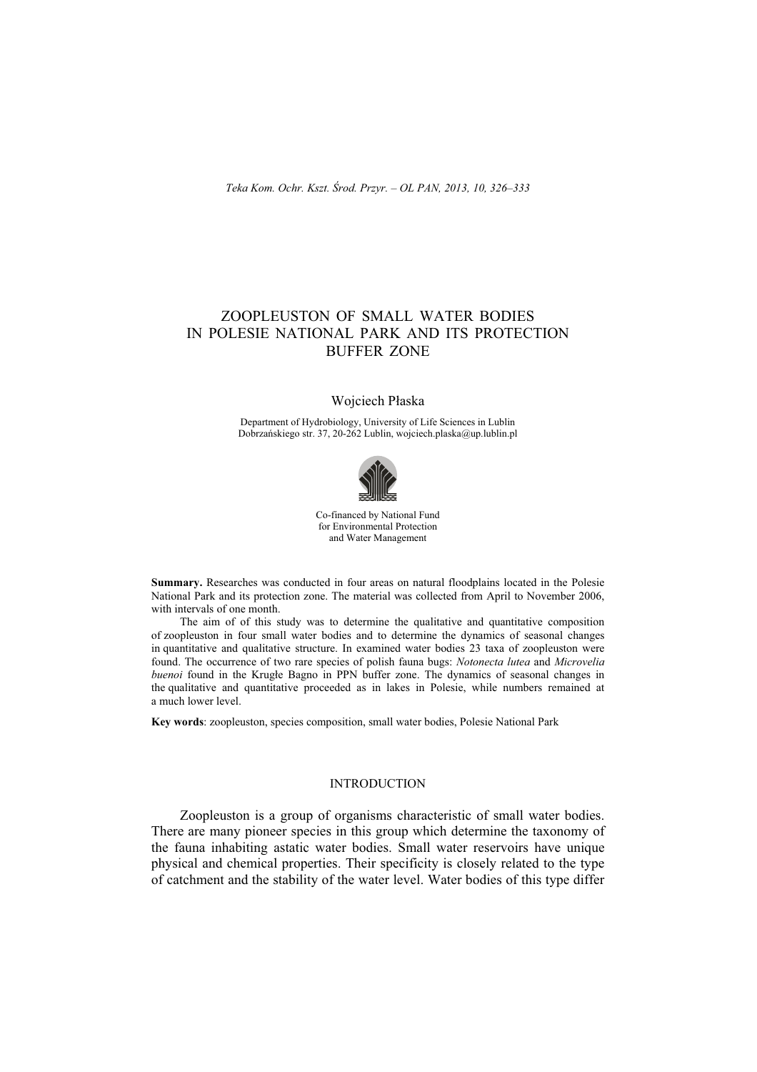# ZOOPLEUSTON OF SMALL WATER BODIES IN POLESIE NATIONAL PARK AND ITS PROTECTION BUFFER ZONE

Wojciech Płaska

Department of Hydrobiology, University of Life Sciences in Lublin
Dobrzańskiego str. 37, 20-262 Lublin, wojciech.plaska@up.lublin.pl

Co-financed by National Fund for Environmental Protection and Water Management

**Summary.** Researches was conducted in four areas on natural floodplains located in the Polesie National Park and its protection zone. The material was collected from April to November 2006, with intervals of one month.

The aim of of this study was to determine the qualitative and quantitative composition of zoopleuston in four small water bodies and to determine the dynamics of seasonal changes in quantitative and qualitative structure. In examined water bodies 23 taxa of zoopleuston were found. The occurrence of two rare species of polish fauna bugs: *Notonecta lutea* and *Microvelia buenoi* found in the Krugłe Bagno in PPN buffer zone. The dynamics of seasonal changes in the qualitative and quantitative proceeded as in lakes in Polesie, while numbers remained at a much lower level.

**Key words**: zoopleuston, species composition, small water bodies, Polesie National Park

## INTRODUCTION

Zoopleuston is a group of organisms characteristic of small water bodies. There are many pioneer species in this group which determine the taxonomy of the fauna inhabiting astatic water bodies. Small water reservoirs have unique physical and chemical properties. Their specificity is closely related to the type of catchment and the stability of the water level. Water bodies of this type differ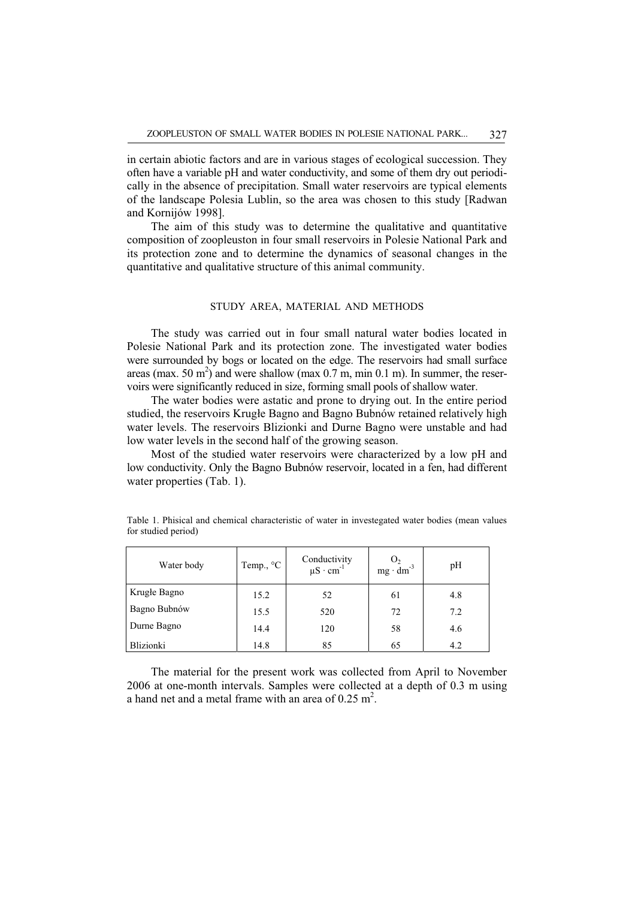in certain abiotic factors and are in various stages of ecological succession. They often have a variable pH and water conductivity, and some of them dry out periodically in the absence of precipitation. Small water reservoirs are typical elements of the landscape Polesia Lublin, so the area was chosen to this study [Radwan and Kornijów 1998].

The aim of this study was to determine the qualitative and quantitative composition of zoopleuston in four small reservoirs in Polesie National Park and its protection zone and to determine the dynamics of seasonal changes in the quantitative and qualitative structure of this animal community.

## STUDY AREA, MATERIAL AND METHODS

The study was carried out in four small natural water bodies located in Polesie National Park and its protection zone. The investigated water bodies were surrounded by bogs or located on the edge. The reservoirs had small surface areas (max. 50 m$^2$) and were shallow (max 0.7 m, min 0.1 m). In summer, the reservoirs were significantly reduced in size, forming small pools of shallow water.

The water bodies were astatic and prone to drying out. In the entire period studied, the reservoirs Krugłe Bagno and Bagno Bubnów retained relatively high water levels. The reservoirs Blizionki and Durne Bagno were unstable and had low water levels in the second half of the growing season.

Most of the studied water reservoirs were characterized by a low pH and low conductivity. Only the Bagno Bubnów reservoir, located in a fen, had different water properties (Tab. 1).

Table 1. Phisical and chemical characteristic of water in investegated water bodies (mean values for studied period)

| Water body | Temp., °C | Conductivity $\mu S \cdot cm^{-1}$ | $O_2$ $mg \cdot dm^{-3}$ | pH |
|---|---|---|---|---|
| Krugłe Bagno | 15.2 | 52 | 61 | 4.8 |
| Bagno Bubnów | 15.5 | 520 | 72 | 7.2 |
| Durne Bagno | 14.4 | 120 | 58 | 4.6 |
| Blizionki | 14.8 | 85 | 65 | 4.2 |

The material for the present work was collected from April to November 2006 at one-month intervals. Samples were collected at a depth of 0.3 m using a hand net and a metal frame with an area of 0.25 m$^2$.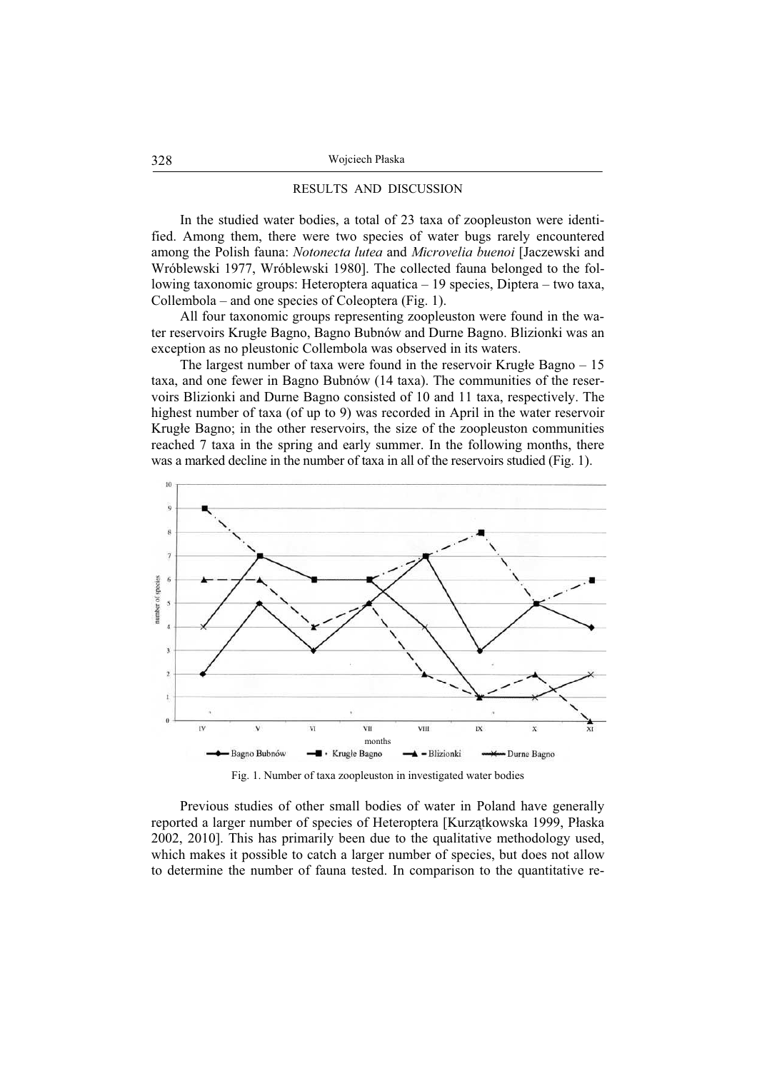## RESULTS AND DISCUSSION

In the studied water bodies, a total of 23 taxa of zoopleuston were identified. Among them, there were two species of water bugs rarely encountered among the Polish fauna: *Notonecta lutea* and *Microvelia buenoi* [Jaczewski and Wróblewski 1977, Wróblewski 1980]. The collected fauna belonged to the following taxonomic groups: Heteroptera aquatica – 19 species, Diptera – two taxa, Collembola – and one species of Coleoptera (Fig. 1).

All four taxonomic groups representing zoopleuston were found in the water reservoirs Krugłe Bagno, Bagno Bubnów and Durne Bagno. Blizionki was an exception as no pleustonic Collembola was observed in its waters.

The largest number of taxa were found in the reservoir Krugłe Bagno – 15 taxa, and one fewer in Bagno Bubnów (14 taxa). The communities of the reservoirs Blizionki and Durne Bagno consisted of 10 and 11 taxa, respectively. The highest number of taxa (of up to 9) was recorded in April in the water reservoir Krugłe Bagno; in the other reservoirs, the size of the zoopleuston communities reached 7 taxa in the spring and early summer. In the following months, there was a marked decline in the number of taxa in all of the reservoirs studied (Fig. 1).

Fig. 1. Number of taxa zoopleuston in investigated water bodies

Previous studies of other small bodies of water in Poland have generally reported a larger number of species of Heteroptera [Kurzątkowska 1999, Płaska 2002, 2010]. This has primarily been due to the qualitative methodology used, which makes it possible to catch a larger number of species, but does not allow to determine the number of fauna tested. In comparison to the quantitative re-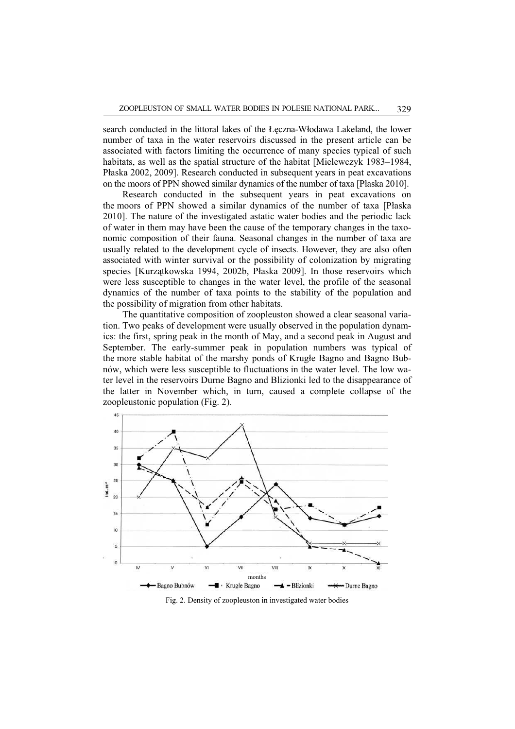search conducted in the littoral lakes of the Łęczna-Włodawa Lakeland, the lower number of taxa in the water reservoirs discussed in the present article can be associated with factors limiting the occurrence of many species typical of such habitats, as well as the spatial structure of the habitat [Mielewczyk 1983–1984, Płaska 2002, 2009]. Research conducted in subsequent years in peat excavations on the moors of PPN showed similar dynamics of the number of taxa [Płaska 2010].

Research conducted in the subsequent years in peat excavations on the moors of PPN showed a similar dynamics of the number of taxa [Płaska 2010]. The nature of the investigated astatic water bodies and the periodic lack of water in them may have been the cause of the temporary changes in the taxonomic composition of their fauna. Seasonal changes in the number of taxa are usually related to the development cycle of insects. However, they are also often associated with winter survival or the possibility of colonization by migrating species [Kurzątkowska 1994, 2002b, Płaska 2009]. In those reservoirs which were less susceptible to changes in the water level, the profile of the seasonal dynamics of the number of taxa points to the stability of the population and the possibility of migration from other habitats.

The quantitative composition of zoopleuston showed a clear seasonal variation. Two peaks of development were usually observed in the population dynamics: the first, spring peak in the month of May, and a second peak in August and September. The early-summer peak in population numbers was typical of the more stable habitat of the marshy ponds of Krugłe Bagno and Bagno Bubnów, which were less susceptible to fluctuations in the water level. The low water level in the reservoirs Durne Bagno and Blizionki led to the disappearance of the latter in November which, in turn, caused a complete collapse of the zoopleustonic population (Fig. 2).

Fig. 2. Density of zoopleuston in investigated water bodies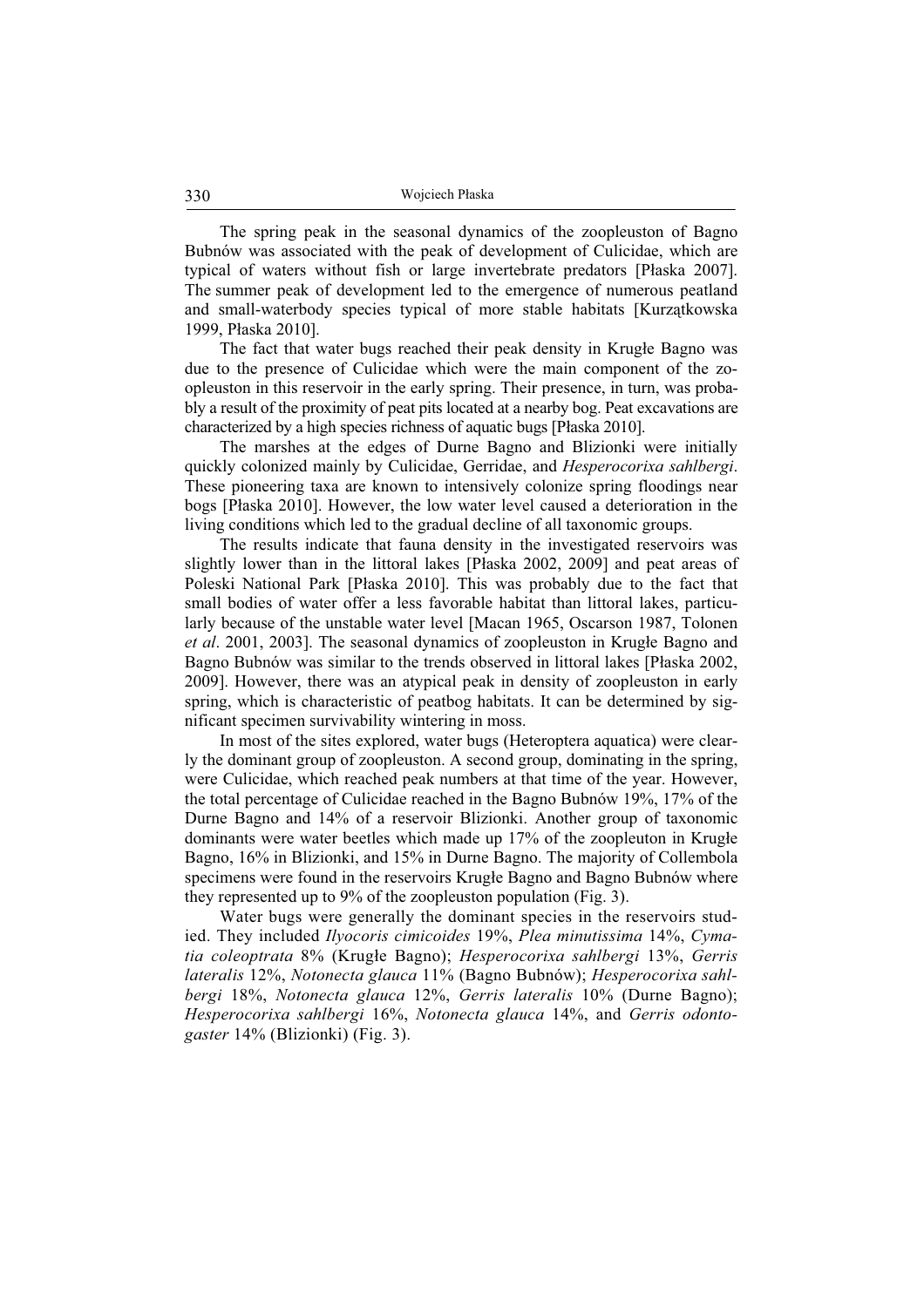The spring peak in the seasonal dynamics of the zoopleuston of Bagno Bubnów was associated with the peak of development of Culicidae, which are typical of waters without fish or large invertebrate predators [Płaska 2007]. The summer peak of development led to the emergence of numerous peatland and small-waterbody species typical of more stable habitats [Kurzątkowska 1999, Płaska 2010].

The fact that water bugs reached their peak density in Krugłe Bagno was due to the presence of Culicidae which were the main component of the zoopleuston in this reservoir in the early spring. Their presence, in turn, was probably a result of the proximity of peat pits located at a nearby bog. Peat excavations are characterized by a high species richness of aquatic bugs [Płaska 2010].

The marshes at the edges of Durne Bagno and Blizionki were initially quickly colonized mainly by Culicidae, Gerridae, and *Hesperocorixa sahlbergi*. These pioneering taxa are known to intensively colonize spring floodings near bogs [Płaska 2010]. However, the low water level caused a deterioration in the living conditions which led to the gradual decline of all taxonomic groups.

The results indicate that fauna density in the investigated reservoirs was slightly lower than in the littoral lakes [Płaska 2002, 2009] and peat areas of Poleski National Park [Płaska 2010]. This was probably due to the fact that small bodies of water offer a less favorable habitat than littoral lakes, particularly because of the unstable water level [Macan 1965, Oscarson 1987, Tolonen *et al*. 2001, 2003]. The seasonal dynamics of zoopleuston in Krugłe Bagno and Bagno Bubnów was similar to the trends observed in littoral lakes [Płaska 2002, 2009]. However, there was an atypical peak in density of zoopleuston in early spring, which is characteristic of peatbog habitats. It can be determined by significant specimen survivability wintering in moss.

In most of the sites explored, water bugs (Heteroptera aquatica) were clearly the dominant group of zoopleuston. A second group, dominating in the spring, were Culicidae, which reached peak numbers at that time of the year. However, the total percentage of Culicidae reached in the Bagno Bubnów 19%, 17% of the Durne Bagno and 14% of a reservoir Blizionki. Another group of taxonomic dominants were water beetles which made up 17% of the zoopleuton in Krugłe Bagno, 16% in Blizionki, and 15% in Durne Bagno. The majority of Collembola specimens were found in the reservoirs Krugłe Bagno and Bagno Bubnów where they represented up to 9% of the zoopleuston population (Fig. 3).

Water bugs were generally the dominant species in the reservoirs studied. They included *Ilyocoris cimicoides* 19%, *Plea minutissima* 14%, *Cymatia coleoptrata* 8% (Krugłe Bagno); *Hesperocorixa sahlbergi* 13%, *Gerris lateralis* 12%, *Notonecta glauca* 11% (Bagno Bubnów); *Hesperocorixa sahlbergi* 18%, *Notonecta glauca* 12%, *Gerris lateralis* 10% (Durne Bagno); *Hesperocorixa sahlbergi* 16%, *Notonecta glauca* 14%, and *Gerris odontogaster* 14% (Blizionki) (Fig. 3).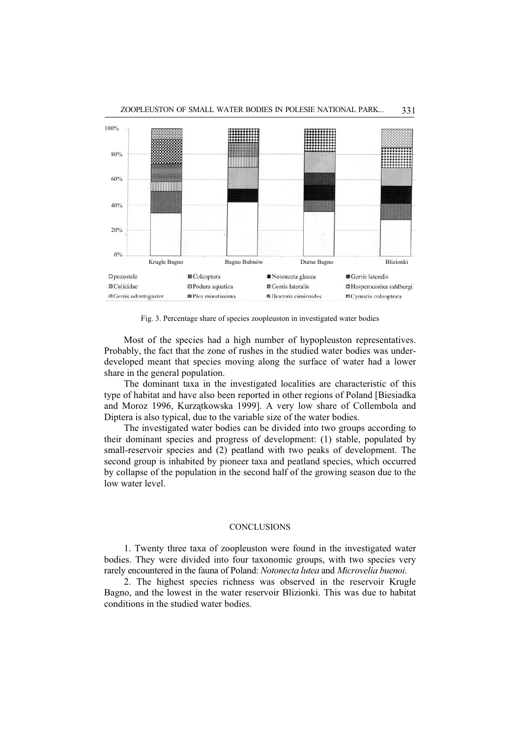Fig. 3. Percentage share of species zoopleuston in investigated water bodies

Most of the species had a high number of hypopleuston representatives. Probably, the fact that the zone of rushes in the studied water bodies was underdeveloped meant that species moving along the surface of water had a lower share in the general population.

The dominant taxa in the investigated localities are characteristic of this type of habitat and have also been reported in other regions of Poland [Biesiadka and Moroz 1996, Kurzątkowska 1999]. A very low share of Collembola and Diptera is also typical, due to the variable size of the water bodies.

The investigated water bodies can be divided into two groups according to their dominant species and progress of development: (1) stable, populated by small-reservoir species and (2) peatland with two peaks of development. The second group is inhabited by pioneer taxa and peatland species, which occurred by collapse of the population in the second half of the growing season due to the low water level.

## CONCLUSIONS

1. Twenty three taxa of zoopleuston were found in the investigated water bodies. They were divided into four taxonomic groups, with two species very rarely encountered in the fauna of Poland: *Notonecta lutea* and *Microvelia buenoi*.

2. The highest species richness was observed in the reservoir Krugłe Bagno, and the lowest in the water reservoir Blizionki. This was due to habitat conditions in the studied water bodies.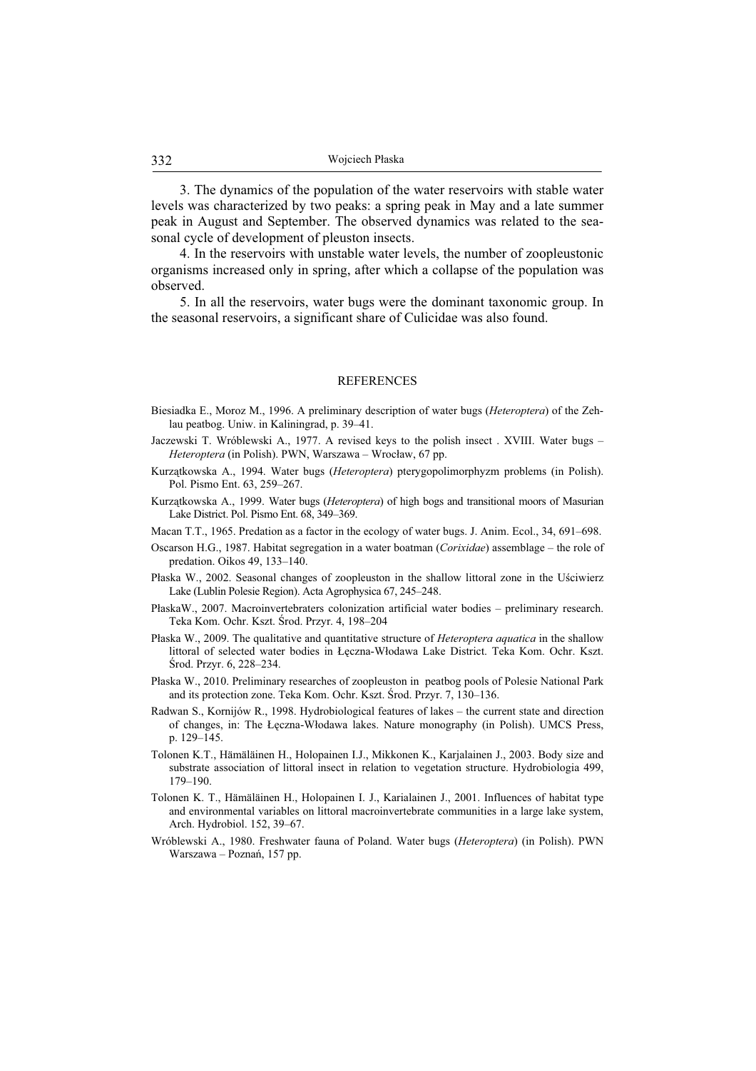3. The dynamics of the population of the water reservoirs with stable water levels was characterized by two peaks: a spring peak in May and a late summer peak in August and September. The observed dynamics was related to the seasonal cycle of development of pleuston insects.

4. In the reservoirs with unstable water levels, the number of zoopleustonic organisms increased only in spring, after which a collapse of the population was observed.

5. In all the reservoirs, water bugs were the dominant taxonomic group. In the seasonal reservoirs, a significant share of Culicidae was also found.

## REFERENCES

Biesiadka E., Moroz M., 1996. A preliminary description of water bugs (*Heteroptera*) of the Zehlau peatbog. Uniw. in Kaliningrad, p. 39–41.

Jaczewski T. Wróblewski A., 1977. A revised keys to the polish insect . XVIII. Water bugs – *Heteroptera* (in Polish). PWN, Warszawa – Wrocław, 67 pp.

Kurzątkowska A., 1994. Water bugs (*Heteroptera*) pterygopolimorphyzm problems (in Polish). Pol. Pismo Ent. 63, 259–267.

Kurzątkowska A., 1999. Water bugs (*Heteroptera*) of high bogs and transitional moors of Masurian Lake District. Pol. Pismo Ent. 68, 349–369.

Macan T.T., 1965. Predation as a factor in the ecology of water bugs. J. Anim. Ecol., 34, 691–698.

Oscarson H.G., 1987. Habitat segregation in a water boatman (*Corixidae*) assemblage – the role of predation. Oikos 49, 133–140.

Płaska W., 2002. Seasonal changes of zoopleuston in the shallow littoral zone in the Uściwierz Lake (Lublin Polesie Region). Acta Agrophysica 67, 245–248.

PłaskaW., 2007. Macroinvertebraters colonization artificial water bodies – preliminary research. Teka Kom. Ochr. Kszt. Środ. Przyr. 4, 198–204

Płaska W., 2009. The qualitative and quantitative structure of *Heteroptera aquatica* in the shallow littoral of selected water bodies in Łęczna-Włodawa Lake District. Teka Kom. Ochr. Kszt. Środ. Przyr. 6, 228–234.

Płaska W., 2010. Preliminary researches of zoopleuston in peatbog pools of Polesie National Park and its protection zone. Teka Kom. Ochr. Kszt. Środ. Przyr. 7, 130–136.

Radwan S., Kornijów R., 1998. Hydrobiological features of lakes – the current state and direction of changes, in: The Łęczna-Włodawa lakes. Nature monography (in Polish). UMCS Press, p. 129–145.

Tolonen K.T., Hämäläinen H., Holopainen I.J., Mikkonen K., Karjalainen J., 2003. Body size and substrate association of littoral insect in relation to vegetation structure. Hydrobiologia 499, 179–190.

Tolonen K. T., Hämäläinen H., Holopainen I. J., Karialainen J., 2001. Influences of habitat type and environmental variables on littoral macroinvertebrate communities in a large lake system, Arch. Hydrobiol. 152, 39–67.

Wróblewski A., 1980. Freshwater fauna of Poland. Water bugs (*Heteroptera*) (in Polish). PWN Warszawa – Poznań, 157 pp.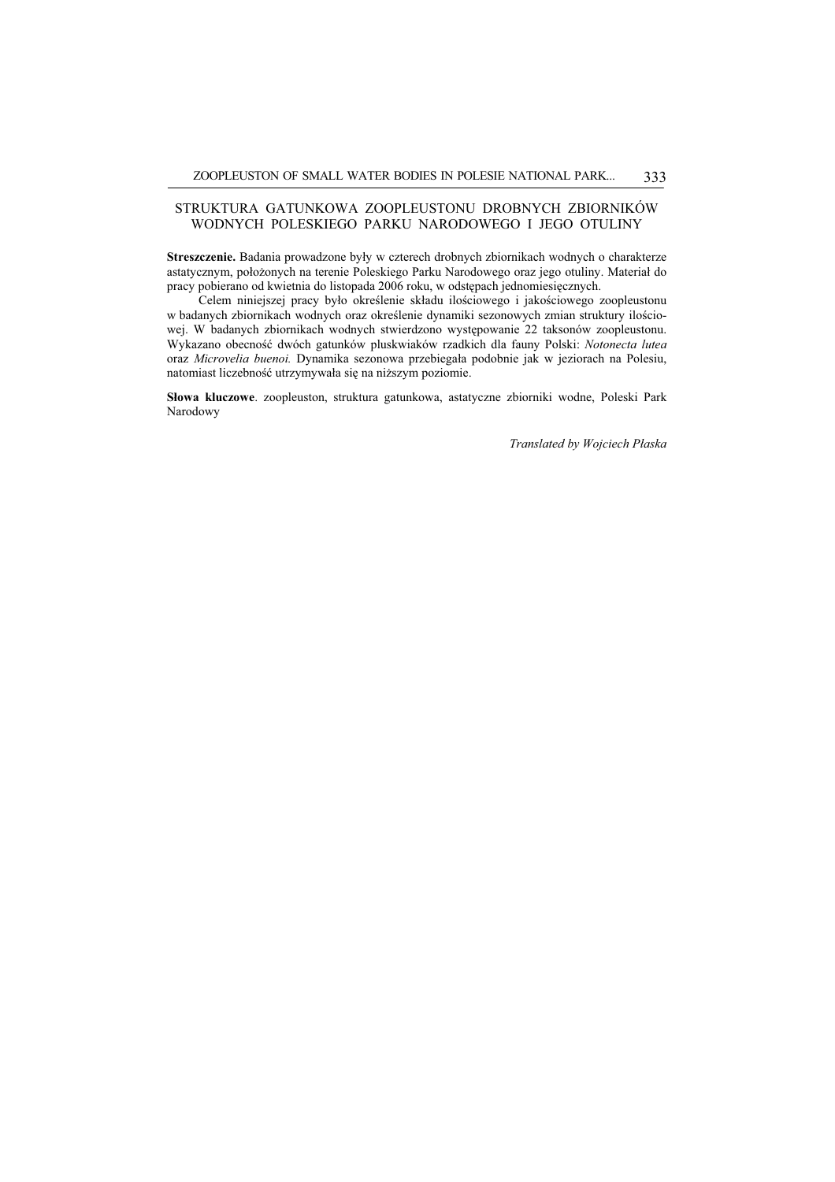## STRUKTURA GATUNKOWA ZOOPLEUSTONU DROBNYCH ZBIORNIKÓW WODNYCH POLESKIEGO PARKU NARODOWEGO I JEGO OTULINY

**Streszczenie.** Badania prowadzone były w czterech drobnych zbiornikach wodnych o charakterze astatycznym, położonych na terenie Poleskiego Parku Narodowego oraz jego otuliny. Materiał do pracy pobierano od kwietnia do listopada 2006 roku, w odstępach jednomiesięcznych.

Celem niniejszej pracy było określenie składu ilościowego i jakościowego zoopleustonu w badanych zbiornikach wodnych oraz określenie dynamiki sezonowych zmian struktury ilościowej. W badanych zbiornikach wodnych stwierdzono występowanie 22 taksonów zoopleustonu. Wykazano obecność dwóch gatunków pluskwiaków rzadkich dla fauny Polski: *Notonecta lutea* oraz *Microvelia buenoi.* Dynamika sezonowa przebiegała podobnie jak w jeziorach na Polesiu, natomiast liczebność utrzymywała się na niższym poziomie.

**Słowa kluczowe**. zoopleuston, struktura gatunkowa, astatyczne zbiorniki wodne, Poleski Park Narodowy

*Translated by Wojciech Płaska*